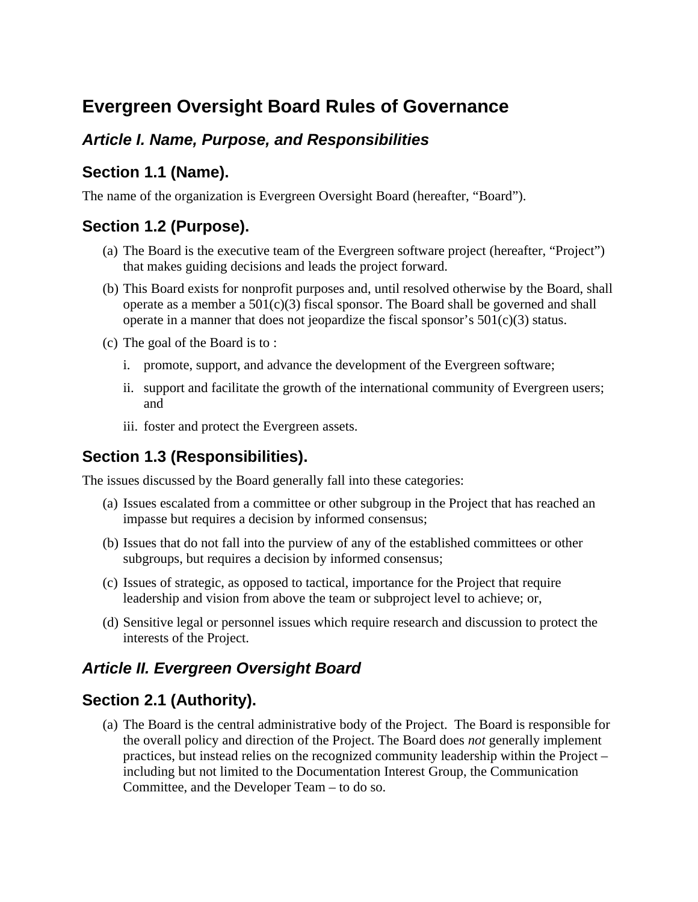# Evergreen Oversight Board Rules of Governance

## *Article I. Name, Purpose, and Responsibilities*

### Section 1.1 (Name).

The name of the organization is Evergreen Oversight Board (hereafter, "Board").

### Section 1.2 (Purpose).

(a) The Board is the executive team of the Evergreen software project (hereafter, "Project") that makes guiding decisions and leads the project forward.

(b) This Board exists for nonprofit purposes and, until resolved otherwise by the Board, shall operate as a member a 501(c)(3) fiscal sponsor. The Board shall be governed and shall operate in a manner that does not jeopardize the fiscal sponsor's 501(c)(3) status.

(c) The goal of the Board is to :

i. promote, support, and advance the development of the Evergreen software;

ii. support and facilitate the growth of the international community of Evergreen users; and

iii. foster and protect the Evergreen assets.

### Section 1.3 (Responsibilities).

The issues discussed by the Board generally fall into these categories:

(a) Issues escalated from a committee or other subgroup in the Project that has reached an impasse but requires a decision by informed consensus;

(b) Issues that do not fall into the purview of any of the established committees or other subgroups, but requires a decision by informed consensus;

(c) Issues of strategic, as opposed to tactical, importance for the Project that require leadership and vision from above the team or subproject level to achieve; or,

(d) Sensitive legal or personnel issues which require research and discussion to protect the interests of the Project.

## *Article II. Evergreen Oversight Board*

### Section 2.1 (Authority).

(a) The Board is the central administrative body of the Project. The Board is responsible for the overall policy and direction of the Project. The Board does *not* generally implement practices, but instead relies on the recognized community leadership within the Project – including but not limited to the Documentation Interest Group, the Communication Committee, and the Developer Team – to do so.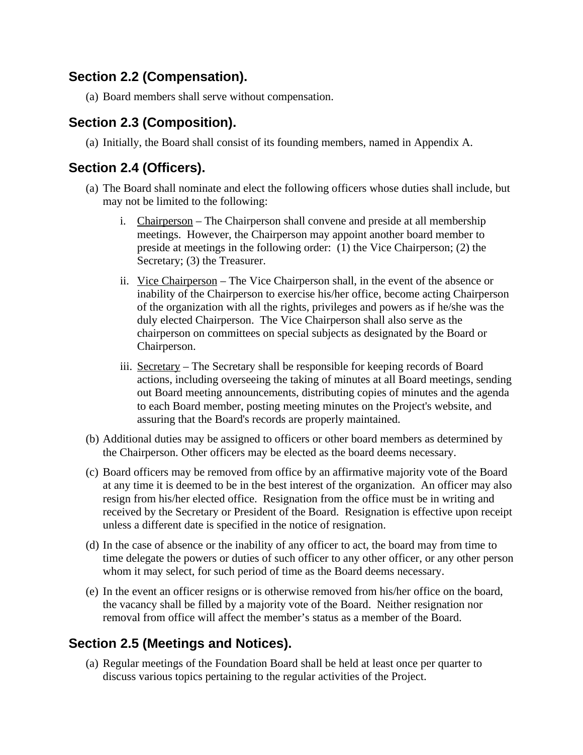## Section 2.2 (Compensation).

(a) Board members shall serve without compensation.

## Section 2.3 (Composition).

(a) Initially, the Board shall consist of its founding members, named in Appendix A.

## Section 2.4 (Officers).

(a) The Board shall nominate and elect the following officers whose duties shall include, but may not be limited to the following:

   i. <u>Chairperson</u> – The Chairperson shall convene and preside at all membership meetings. However, the Chairperson may appoint another board member to preside at meetings in the following order: (1) the Vice Chairperson; (2) the Secretary; (3) the Treasurer.

   ii. <u>Vice Chairperson</u> – The Vice Chairperson shall, in the event of the absence or inability of the Chairperson to exercise his/her office, become acting Chairperson of the organization with all the rights, privileges and powers as if he/she was the duly elected Chairperson. The Vice Chairperson shall also serve as the chairperson on committees on special subjects as designated by the Board or Chairperson.

   iii. <u>Secretary</u> – The Secretary shall be responsible for keeping records of Board actions, including overseeing the taking of minutes at all Board meetings, sending out Board meeting announcements, distributing copies of minutes and the agenda to each Board member, posting meeting minutes on the Project's website, and assuring that the Board's records are properly maintained.

(b) Additional duties may be assigned to officers or other board members as determined by the Chairperson. Other officers may be elected as the board deems necessary.

(c) Board officers may be removed from office by an affirmative majority vote of the Board at any time it is deemed to be in the best interest of the organization. An officer may also resign from his/her elected office. Resignation from the office must be in writing and received by the Secretary or President of the Board. Resignation is effective upon receipt unless a different date is specified in the notice of resignation.

(d) In the case of absence or the inability of any officer to act, the board may from time to time delegate the powers or duties of such officer to any other officer, or any other person whom it may select, for such period of time as the Board deems necessary.

(e) In the event an officer resigns or is otherwise removed from his/her office on the board, the vacancy shall be filled by a majority vote of the Board. Neither resignation nor removal from office will affect the member's status as a member of the Board.

## Section 2.5 (Meetings and Notices).

(a) Regular meetings of the Foundation Board shall be held at least once per quarter to discuss various topics pertaining to the regular activities of the Project.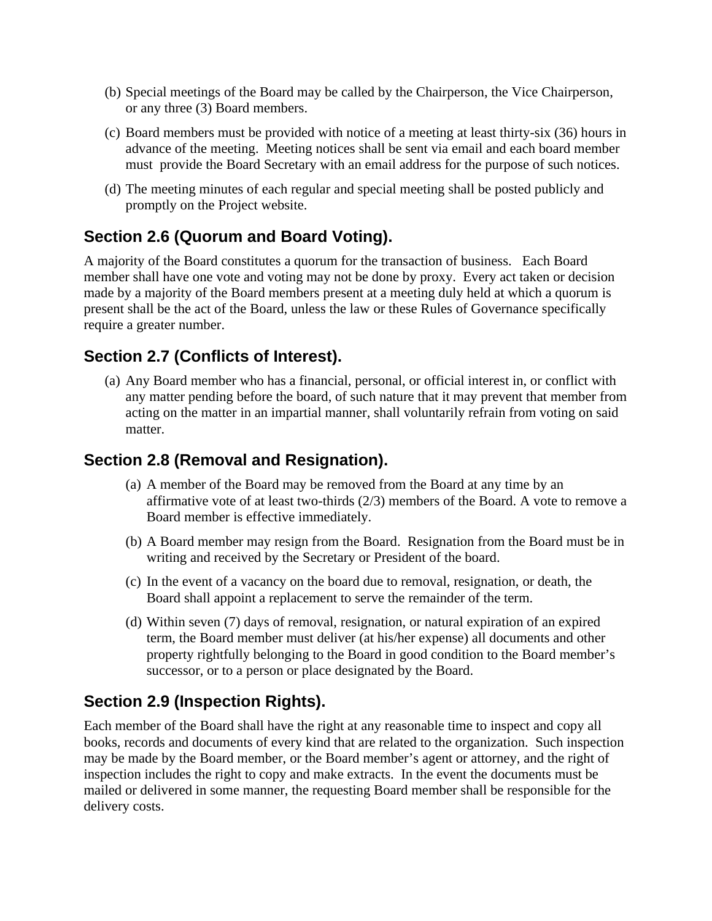(b) Special meetings of the Board may be called by the Chairperson, the Vice Chairperson, or any three (3) Board members.

(c) Board members must be provided with notice of a meeting at least thirty-six (36) hours in advance of the meeting. Meeting notices shall be sent via email and each board member must provide the Board Secretary with an email address for the purpose of such notices.

(d) The meeting minutes of each regular and special meeting shall be posted publicly and promptly on the Project website.

## Section 2.6 (Quorum and Board Voting).

A majority of the Board constitutes a quorum for the transaction of business. Each Board member shall have one vote and voting may not be done by proxy. Every act taken or decision made by a majority of the Board members present at a meeting duly held at which a quorum is present shall be the act of the Board, unless the law or these Rules of Governance specifically require a greater number.

## Section 2.7 (Conflicts of Interest).

(a) Any Board member who has a financial, personal, or official interest in, or conflict with any matter pending before the board, of such nature that it may prevent that member from acting on the matter in an impartial manner, shall voluntarily refrain from voting on said matter.

## Section 2.8 (Removal and Resignation).

(a) A member of the Board may be removed from the Board at any time by an affirmative vote of at least two-thirds (2/3) members of the Board. A vote to remove a Board member is effective immediately.

(b) A Board member may resign from the Board. Resignation from the Board must be in writing and received by the Secretary or President of the board.

(c) In the event of a vacancy on the board due to removal, resignation, or death, the Board shall appoint a replacement to serve the remainder of the term.

(d) Within seven (7) days of removal, resignation, or natural expiration of an expired term, the Board member must deliver (at his/her expense) all documents and other property rightfully belonging to the Board in good condition to the Board member's successor, or to a person or place designated by the Board.

## Section 2.9 (Inspection Rights).

Each member of the Board shall have the right at any reasonable time to inspect and copy all books, records and documents of every kind that are related to the organization. Such inspection may be made by the Board member, or the Board member's agent or attorney, and the right of inspection includes the right to copy and make extracts. In the event the documents must be mailed or delivered in some manner, the requesting Board member shall be responsible for the delivery costs.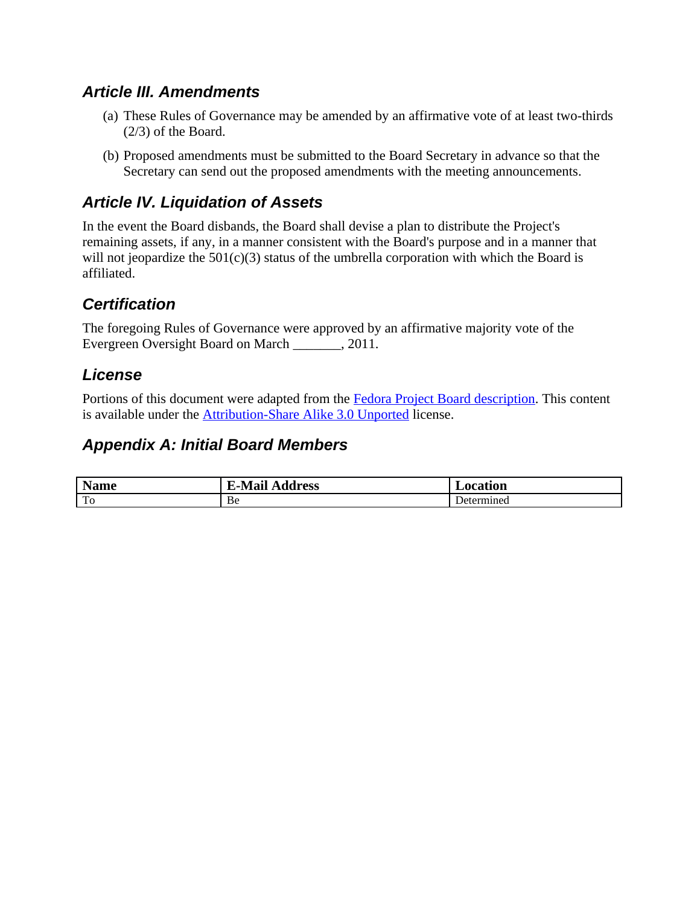## Article III. Amendments

(a) These Rules of Governance may be amended by an affirmative vote of at least two-thirds (2/3) of the Board.

(b) Proposed amendments must be submitted to the Board Secretary in advance so that the Secretary can send out the proposed amendments with the meeting announcements.

## Article IV. Liquidation of Assets

In the event the Board disbands, the Board shall devise a plan to distribute the Project's remaining assets, if any, in a manner consistent with the Board's purpose and in a manner that will not jeopardize the 501(c)(3) status of the umbrella corporation with which the Board is affiliated.

## Certification

The foregoing Rules of Governance were approved by an affirmative majority vote of the Evergreen Oversight Board on March _______, 2011.

## License

Portions of this document were adapted from the [Fedora Project Board description](). This content is available under the [Attribution-Share Alike 3.0 Unported]() license.

## Appendix A: Initial Board Members

| Name | E-Mail Address | Location |
|---|---|---|
| To | Be | Determined |